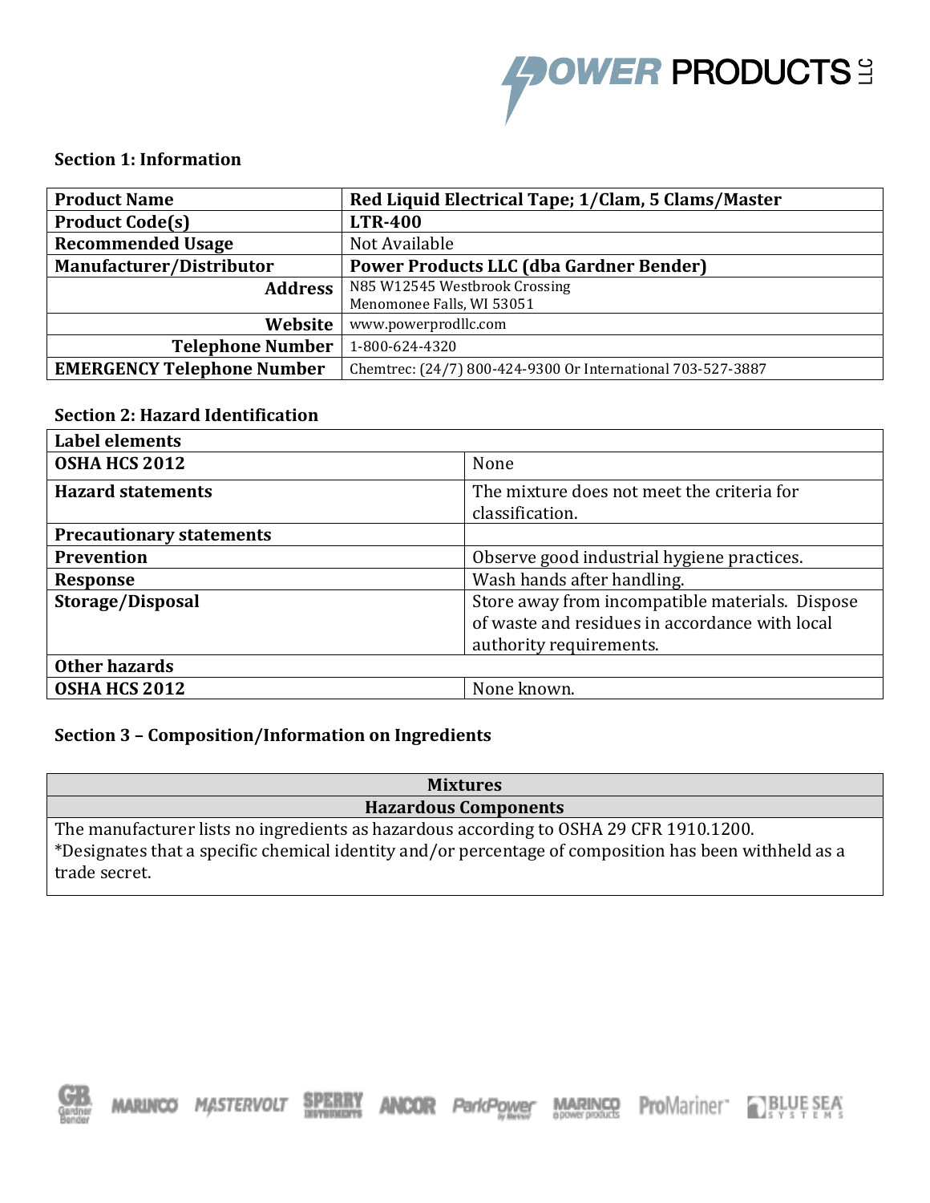## Section 1: Information

| Product Name | Red Liquid Electrical Tape; 1/Clam, 5 Clams/Master |
|---|---|
| Product Code(s) | LTR-400 |
| Recommended Usage | Not Available |
| Manufacturer/Distributor | Power Products LLC (dba Gardner Bender) |
| Address | N85 W12545 Westbrook Crossing<br>Menomonee Falls, WI 53051 |
| Website | www.powerprodllc.com |
| Telephone Number | 1-800-624-4320 |
| EMERGENCY Telephone Number | Chemtrec: (24/7) 800-424-9300 Or International 703-527-3887 |

## Section 2: Hazard Identification

| Label elements | |
|---|---|
| OSHA HCS 2012 | None |
| Hazard statements | The mixture does not meet the criteria for classification. |
| Precautionary statements | |
| Prevention | Observe good industrial hygiene practices. |
| Response | Wash hands after handling. |
| Storage/Disposal | Store away from incompatible materials. Dispose of waste and residues in accordance with local authority requirements. |
| Other hazards | |
| OSHA HCS 2012 | None known. |

## Section 3 – Composition/Information on Ingredients

| Mixtures |
|---|
| Hazardous Components |
| The manufacturer lists no ingredients as hazardous according to OSHA 29 CFR 1910.1200.<br>*Designates that a specific chemical identity and/or percentage of composition has been withheld as a trade secret. |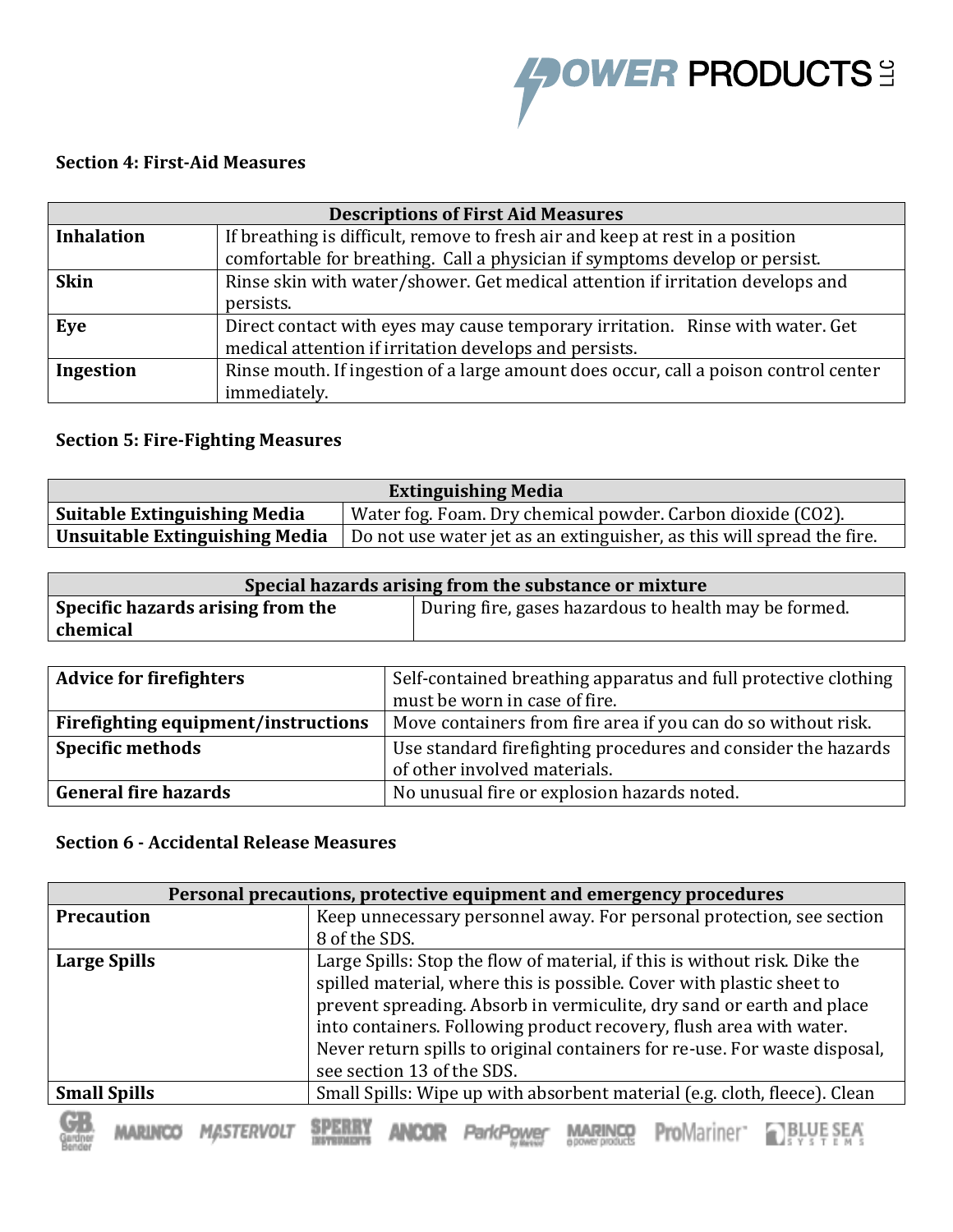### Section 4: First-Aid Measures

| Descriptions of First Aid Measures | |
|---|---|
| **Inhalation** | If breathing is difficult, remove to fresh air and keep at rest in a position comfortable for breathing. Call a physician if symptoms develop or persist. |
| **Skin** | Rinse skin with water/shower. Get medical attention if irritation develops and persists. |
| **Eye** | Direct contact with eyes may cause temporary irritation. Rinse with water. Get medical attention if irritation develops and persists. |
| **Ingestion** | Rinse mouth. If ingestion of a large amount does occur, call a poison control center immediately. |

### Section 5: Fire-Fighting Measures

| Extinguishing Media | |
|---|---|
| **Suitable Extinguishing Media** | Water fog. Foam. Dry chemical powder. Carbon dioxide ($CO_2$). |
| **Unsuitable Extinguishing Media** | Do not use water jet as an extinguisher, as this will spread the fire. |

| Special hazards arising from the substance or mixture | |
|---|---|
| **Specific hazards arising from the chemical** | During fire, gases hazardous to health may be formed. |

| | |
|---|---|
| **Advice for firefighters** | Self-contained breathing apparatus and full protective clothing must be worn in case of fire. |
| **Firefighting equipment/instructions** | Move containers from fire area if you can do so without risk. |
| **Specific methods** | Use standard firefighting procedures and consider the hazards of other involved materials. |
| **General fire hazards** | No unusual fire or explosion hazards noted. |

### Section 6 - Accidental Release Measures

| Personal precautions, protective equipment and emergency procedures | |
|---|---|
| **Precaution** | Keep unnecessary personnel away. For personal protection, see section 8 of the SDS. |
| **Large Spills** | Large Spills: Stop the flow of material, if this is without risk. Dike the spilled material, where this is possible. Cover with plastic sheet to prevent spreading. Absorb in vermiculite, dry sand or earth and place into containers. Following product recovery, flush area with water. Never return spills to original containers for re-use. For waste disposal, see section 13 of the SDS. |
| **Small Spills** | Small Spills: Wipe up with absorbent material (e.g. cloth, fleece). Clean |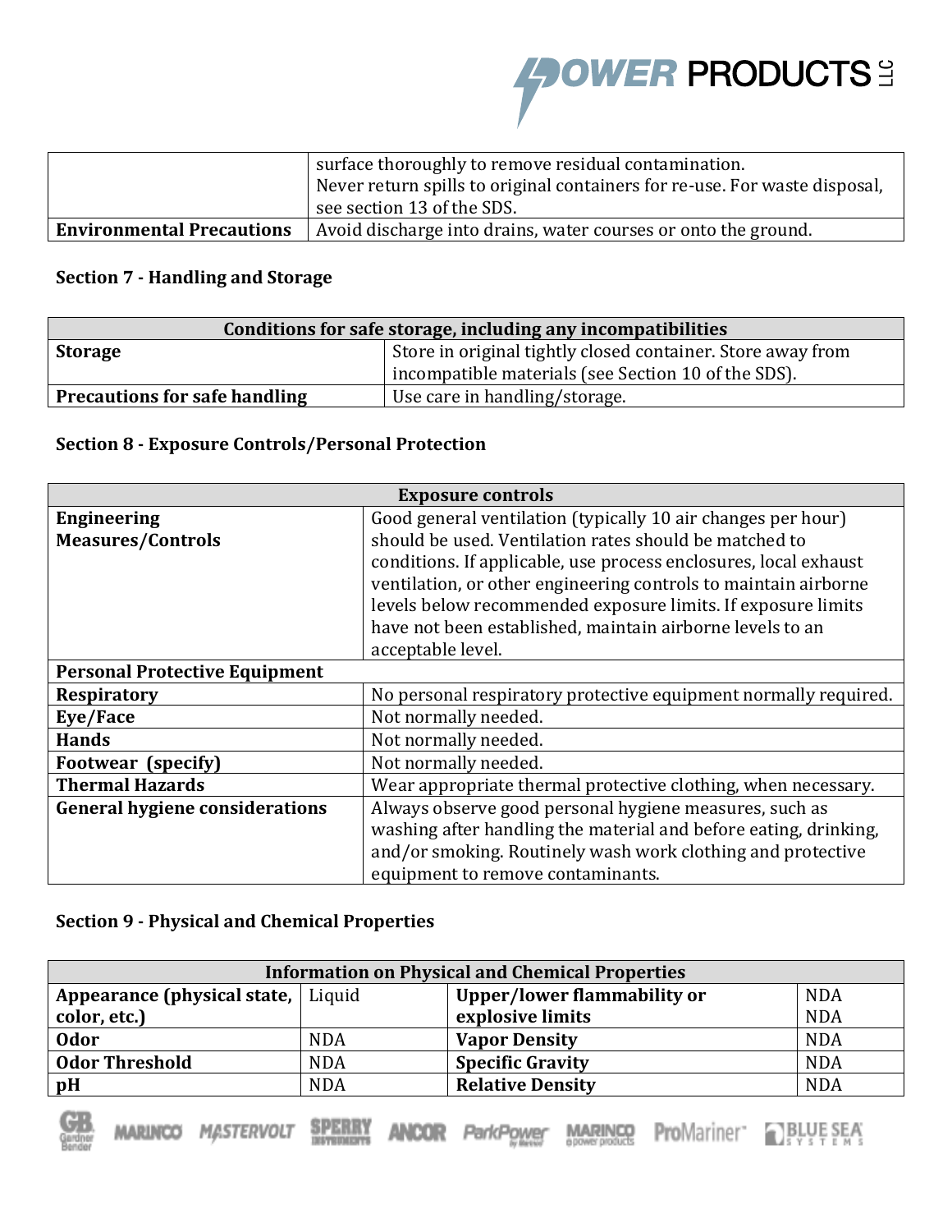| | |
|---|---|
| | surface thoroughly to remove residual contamination.<br>Never return spills to original containers for re-use. For waste disposal, see section 13 of the SDS. |
| **Environmental Precautions** | Avoid discharge into drains, water courses or onto the ground. |

### Section 7 - Handling and Storage

| **Conditions for safe storage, including any incompatibilities** | |
|---|---|
| **Storage** | Store in original tightly closed container. Store away from incompatible materials (see Section 10 of the SDS). |
| **Precautions for safe handling** | Use care in handling/storage. |

### Section 8 - Exposure Controls/Personal Protection

| **Exposure controls** | |
|---|---|
| **Engineering Measures/Controls** | Good general ventilation (typically 10 air changes per hour) should be used. Ventilation rates should be matched to conditions. If applicable, use process enclosures, local exhaust ventilation, or other engineering controls to maintain airborne levels below recommended exposure limits. If exposure limits have not been established, maintain airborne levels to an acceptable level. |
| **Personal Protective Equipment** | |
| **Respiratory** | No personal respiratory protective equipment normally required. |
| **Eye/Face** | Not normally needed. |
| **Hands** | Not normally needed. |
| **Footwear (specify)** | Not normally needed. |
| **Thermal Hazards** | Wear appropriate thermal protective clothing, when necessary. |
| **General hygiene considerations** | Always observe good personal hygiene measures, such as washing after handling the material and before eating, drinking, and/or smoking. Routinely wash work clothing and protective equipment to remove contaminants. |

### Section 9 - Physical and Chemical Properties

| **Information on Physical and Chemical Properties** | | | |
|---|---|---|---|
| **Appearance (physical state, color, etc.)** | Liquid | **Upper/lower flammability or explosive limits** | NDA<br>NDA |
| **Odor** | NDA | **Vapor Density** | NDA |
| **Odor Threshold** | NDA | **Specific Gravity** | NDA |
| **pH** | NDA | **Relative Density** | NDA |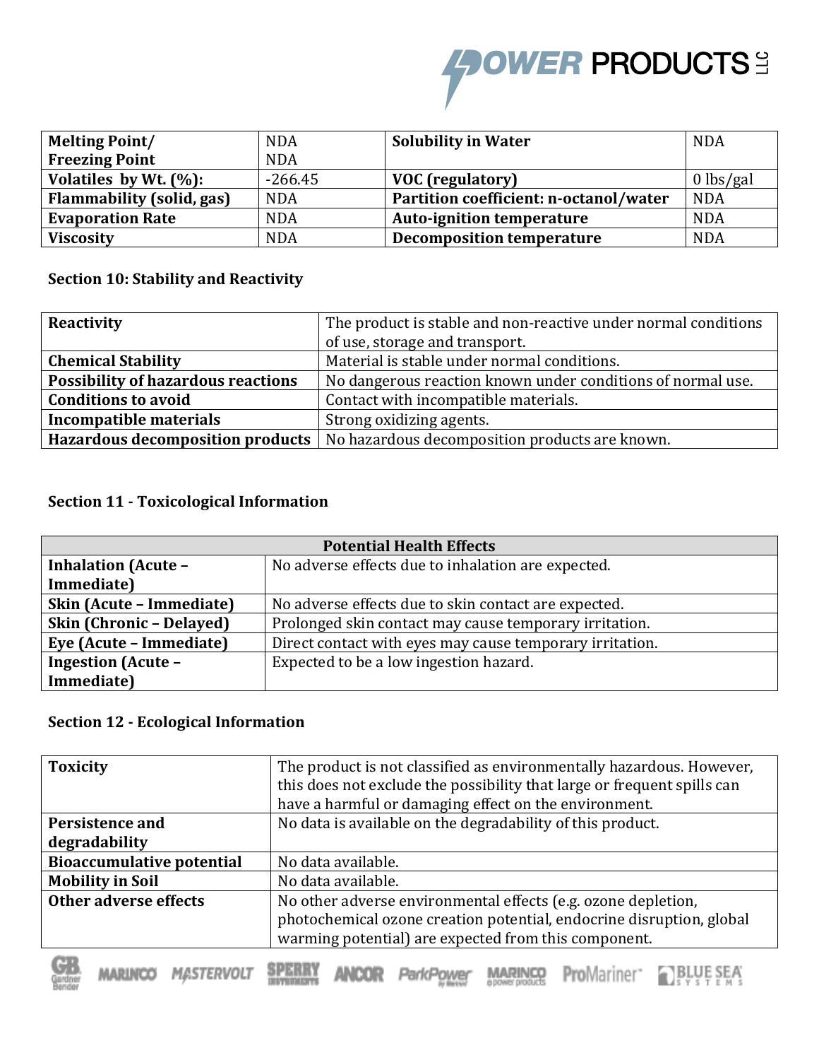| Melting Point/ Freezing Point | NDA NDA | Solubility in Water | NDA |
| --- | --- | --- | --- |
| Volatiles by Wt. (%): | -266.45 | VOC (regulatory) | 0 lbs/gal |
| Flammability (solid, gas) | NDA | Partition coefficient: n-octanol/water | NDA |
| Evaporation Rate | NDA | Auto-ignition temperature | NDA |
| Viscosity | NDA | Decomposition temperature | NDA |

## Section 10: Stability and Reactivity

| | |
| --- | --- |
| **Reactivity** | The product is stable and non-reactive under normal conditions of use, storage and transport. |
| **Chemical Stability** | Material is stable under normal conditions. |
| **Possibility of hazardous reactions** | No dangerous reaction known under conditions of normal use. |
| **Conditions to avoid** | Contact with incompatible materials. |
| **Incompatible materials** | Strong oxidizing agents. |
| **Hazardous decomposition products** | No hazardous decomposition products are known. |

## Section 11 - Toxicological Information

| Potential Health Effects | |
| --- | --- |
| **Inhalation (Acute – Immediate)** | No adverse effects due to inhalation are expected. |
| **Skin (Acute – Immediate)** | No adverse effects due to skin contact are expected. |
| **Skin (Chronic – Delayed)** | Prolonged skin contact may cause temporary irritation. |
| **Eye (Acute – Immediate)** | Direct contact with eyes may cause temporary irritation. |
| **Ingestion (Acute – Immediate)** | Expected to be a low ingestion hazard. |

## Section 12 - Ecological Information

| | |
| --- | --- |
| **Toxicity** | The product is not classified as environmentally hazardous. However, this does not exclude the possibility that large or frequent spills can have a harmful or damaging effect on the environment. |
| **Persistence and degradability** | No data is available on the degradability of this product. |
| **Bioaccumulative potential** | No data available. |
| **Mobility in Soil** | No data available. |
| **Other adverse effects** | No other adverse environmental effects (e.g. ozone depletion, photochemical ozone creation potential, endocrine disruption, global warming potential) are expected from this component. |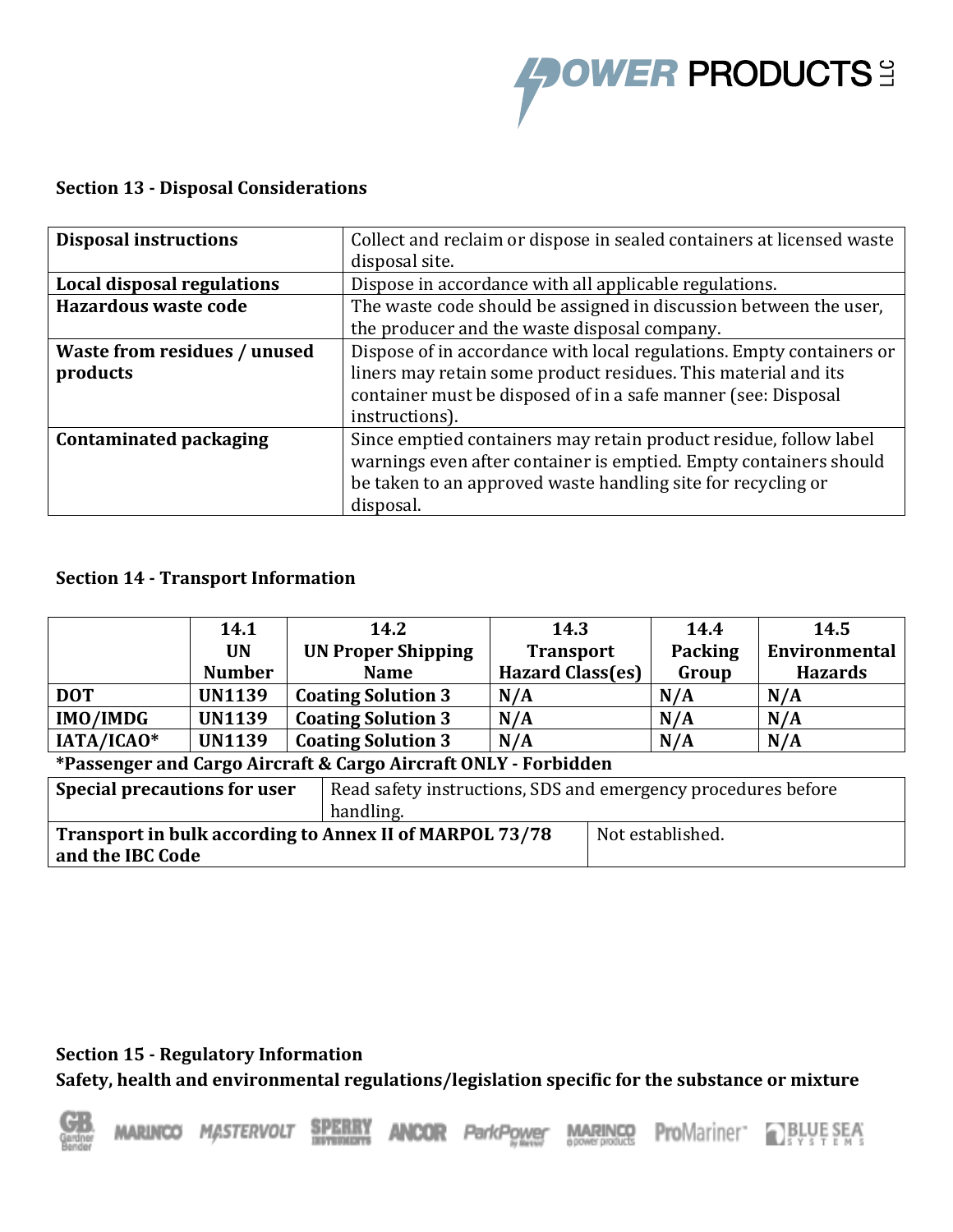### Section 13 - Disposal Considerations

| | |
|---|---|
| **Disposal instructions** | Collect and reclaim or dispose in sealed containers at licensed waste disposal site. |
| **Local disposal regulations** | Dispose in accordance with all applicable regulations. |
| **Hazardous waste code** | The waste code should be assigned in discussion between the user, the producer and the waste disposal company. |
| **Waste from residues / unused products** | Dispose of in accordance with local regulations. Empty containers or liners may retain some product residues. This material and its container must be disposed of in a safe manner (see: Disposal instructions). |
| **Contaminated packaging** | Since emptied containers may retain product residue, follow label warnings even after container is emptied. Empty containers should be taken to an approved waste handling site for recycling or disposal. |

### Section 14 - Transport Information

| | 14.1 UN Number | 14.2 UN Proper Shipping Name | 14.3 Transport Hazard Class(es) | 14.4 Packing Group | 14.5 Environmental Hazards |
|---|---|---|---|---|---|
| **DOT** | **UN1139** | **Coating Solution 3** | **N/A** | **N/A** | **N/A** |
| **IMO/IMDG** | **UN1139** | **Coating Solution 3** | **N/A** | **N/A** | **N/A** |
| **IATA/ICAO*** | **UN1139** | **Coating Solution 3** | **N/A** | **N/A** | **N/A** |

***Passenger and Cargo Aircraft & Cargo Aircraft ONLY - Forbidden**

| | |
|---|---|
| **Special precautions for user** | Read safety instructions, SDS and emergency procedures before handling. |
| **Transport in bulk according to Annex II of MARPOL 73/78 and the IBC Code** | Not established. |

### Section 15 - Regulatory Information

**Safety, health and environmental regulations/legislation specific for the substance or mixture**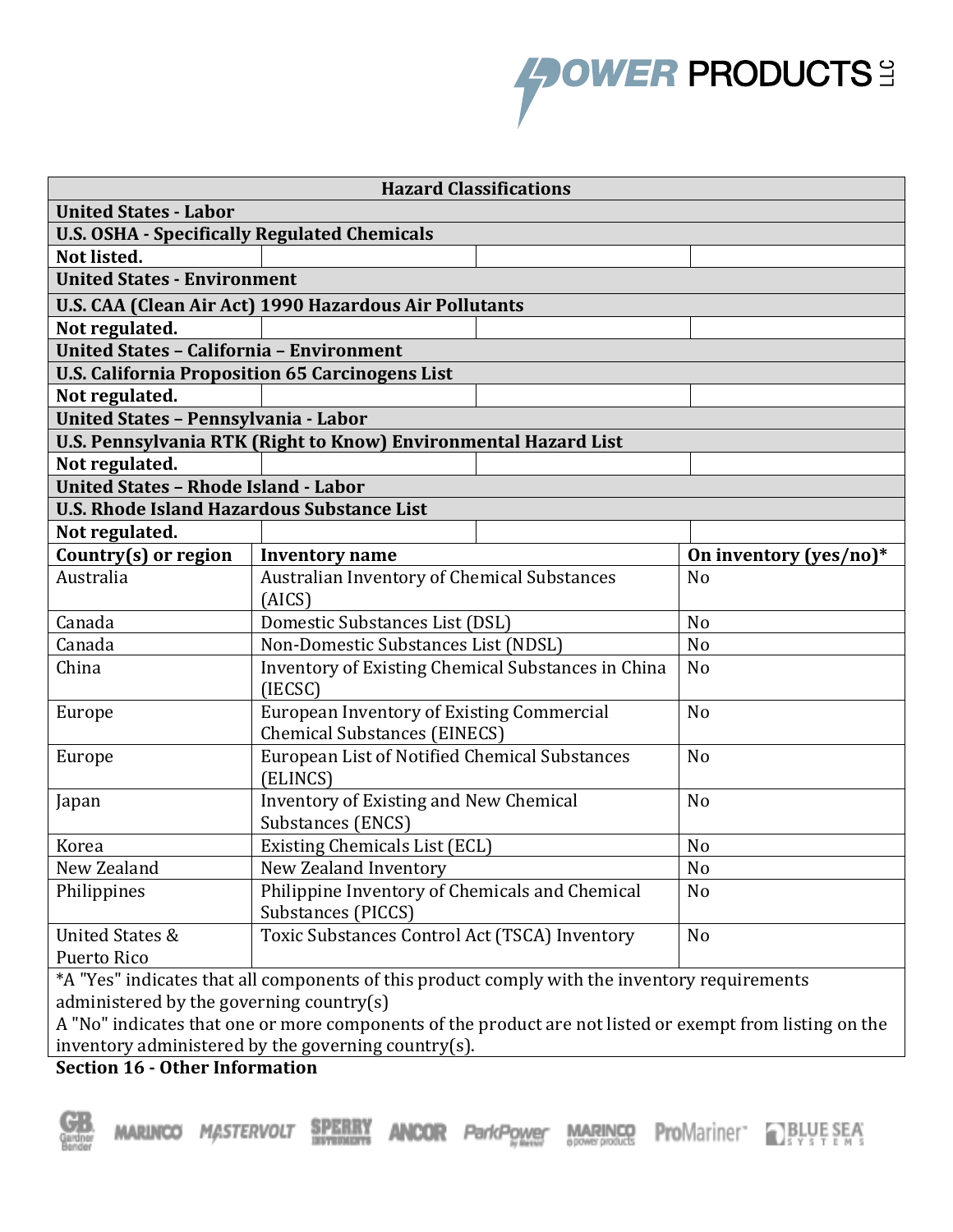| Hazard Classifications | | |
|---|---|---|
| **United States - Labor** | | |
| **U.S. OSHA - Specifically Regulated Chemicals** | | |
| **Not listed.** | | |
| **United States - Environment** | | |
| **U.S. CAA (Clean Air Act) 1990 Hazardous Air Pollutants** | | |
| **Not regulated.** | | |
| **United States – California – Environment** | | |
| **U.S. California Proposition 65 Carcinogens List** | | |
| **Not regulated.** | | |
| **United States – Pennsylvania - Labor** | | |
| **U.S. Pennsylvania RTK (Right to Know) Environmental Hazard List** | | |
| **Not regulated.** | | |
| **United States – Rhode Island - Labor** | | |
| **U.S. Rhode Island Hazardous Substance List** | | |
| **Not regulated.** | | |
| **Country(s) or region** | **Inventory name** | **On inventory (yes/no)*** |
| Australia | Australian Inventory of Chemical Substances (AICS) | No |
| Canada | Domestic Substances List (DSL) | No |
| Canada | Non-Domestic Substances List (NDSL) | No |
| China | Inventory of Existing Chemical Substances in China (IECSC) | No |
| Europe | European Inventory of Existing Commercial Chemical Substances (EINECS) | No |
| Europe | European List of Notified Chemical Substances (ELINCS) | No |
| Japan | Inventory of Existing and New Chemical Substances (ENCS) | No |
| Korea | Existing Chemicals List (ECL) | No |
| New Zealand | New Zealand Inventory | No |
| Philippines | Philippine Inventory of Chemicals and Chemical Substances (PICCS) | No |
| United States & Puerto Rico | Toxic Substances Control Act (TSCA) Inventory | No |

*A "Yes" indicates that all components of this product comply with the inventory requirements administered by the governing country(s)

A "No" indicates that one or more components of the product are not listed or exempt from listing on the inventory administered by the governing country(s).

**Section 16 - Other Information**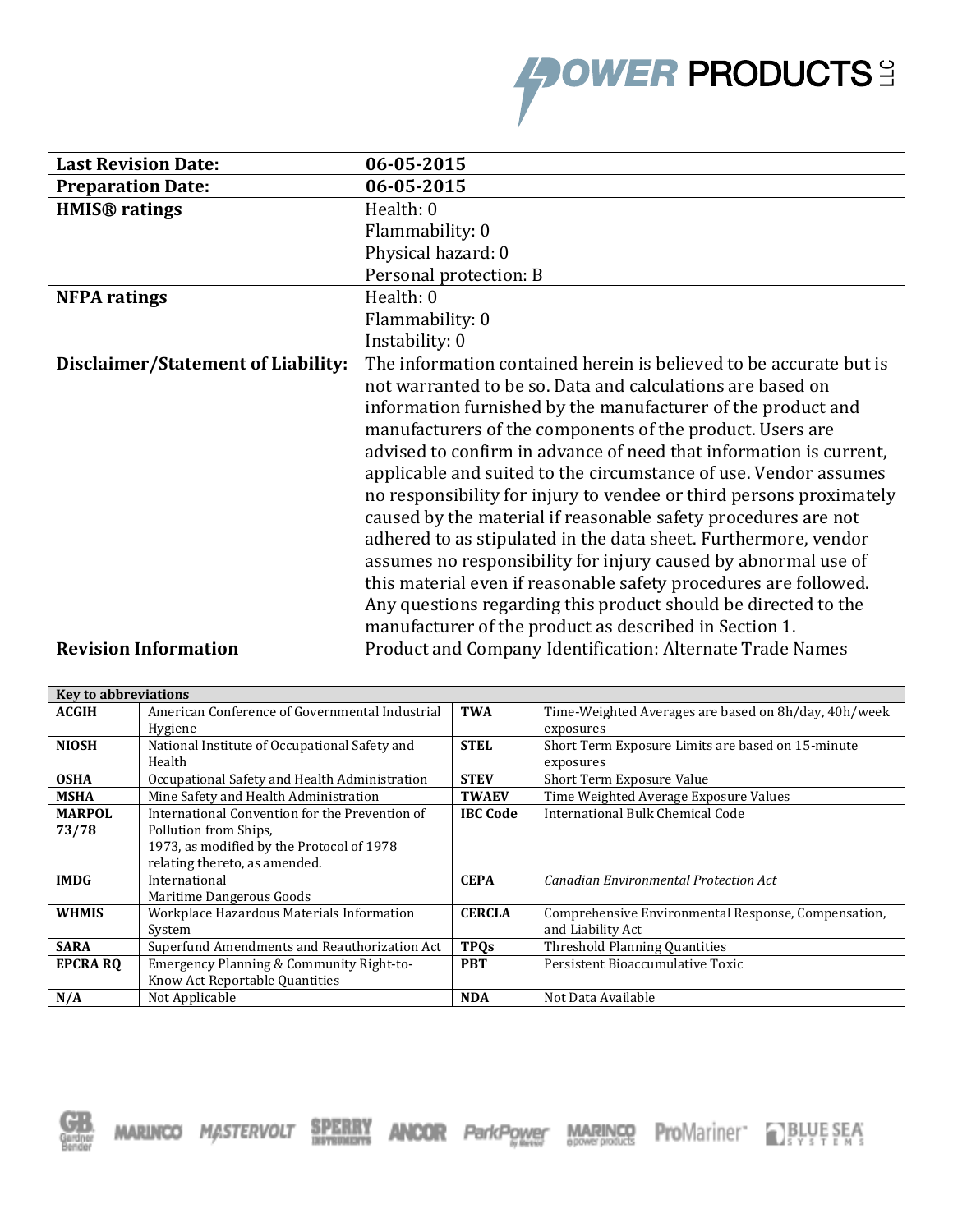| | |
|---|---|
| **Last Revision Date:** | **06-05-2015** |
| **Preparation Date:** | **06-05-2015** |
| **HMIS® ratings** | Health: 0<br>Flammability: 0<br>Physical hazard: 0<br>Personal protection: B |
| **NFPA ratings** | Health: 0<br>Flammability: 0<br>Instability: 0 |
| **Disclaimer/Statement of Liability:** | The information contained herein is believed to be accurate but is not warranted to be so. Data and calculations are based on information furnished by the manufacturer of the product and manufacturers of the components of the product. Users are advised to confirm in advance of need that information is current, applicable and suited to the circumstance of use. Vendor assumes no responsibility for injury to vendee or third persons proximately caused by the material if reasonable safety procedures are not adhered to as stipulated in the data sheet. Furthermore, vendor assumes no responsibility for injury caused by abnormal use of this material even if reasonable safety procedures are followed. Any questions regarding this product should be directed to the manufacturer of the product as described in Section 1. |
| **Revision Information** | Product and Company Identification: Alternate Trade Names |

| **Key to abbreviations** | | | |
|---|---|---|---|
| **ACGIH** | American Conference of Governmental Industrial Hygiene | **TWA** | Time-Weighted Averages are based on 8h/day, 40h/week exposures |
| **NIOSH** | National Institute of Occupational Safety and Health | **STEL** | Short Term Exposure Limits are based on 15-minute exposures |
| **OSHA** | Occupational Safety and Health Administration | **STEV** | Short Term Exposure Value |
| **MSHA** | Mine Safety and Health Administration | **TWAEV** | Time Weighted Average Exposure Values |
| **MARPOL 73/78** | International Convention for the Prevention of Pollution from Ships, 1973, as modified by the Protocol of 1978 relating thereto, as amended. | **IBC Code** | International Bulk Chemical Code |
| **IMDG** | International Maritime Dangerous Goods | **CEPA** | *Canadian Environmental Protection Act* |
| **WHMIS** | Workplace Hazardous Materials Information System | **CERCLA** | Comprehensive Environmental Response, Compensation, and Liability Act |
| **SARA** | Superfund Amendments and Reauthorization Act | **TPQs** | Threshold Planning Quantities |
| **EPCRA RQ** | Emergency Planning & Community Right-to-Know Act Reportable Quantities | **PBT** | Persistent Bioaccumulative Toxic |
| **N/A** | Not Applicable | **NDA** | Not Data Available |